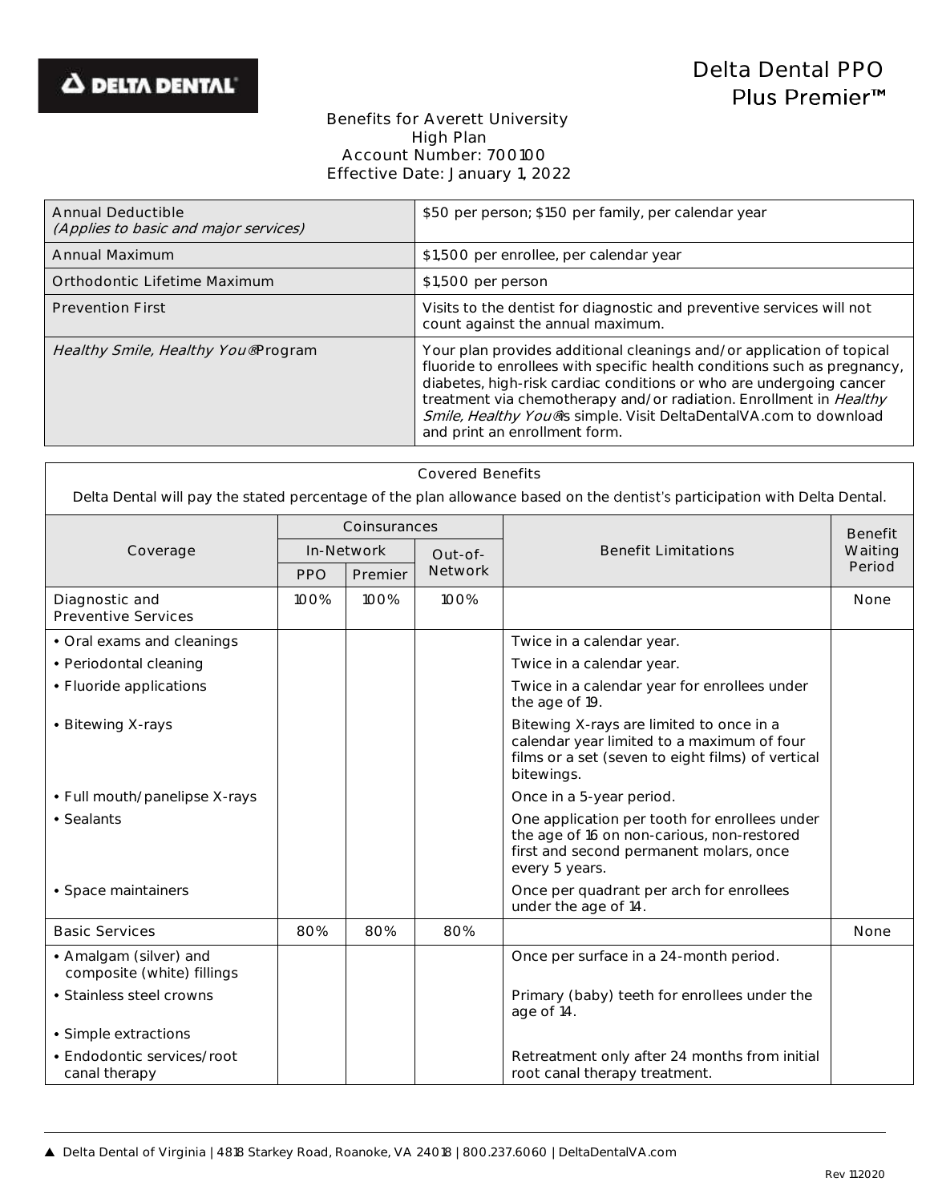DELTA DENTAL

# Delta Dental PPO Plus Premier™

Benefits for Averett University
High Plan
Account Number: 700100
Effective Date: January 1, 2022

| | |
|---|---|
| Annual Deductible *(Applies to basic and major services)* | $50 per person; $150 per family, per calendar year |
| Annual Maximum | $1,500 per enrollee, per calendar year |
| Orthodontic Lifetime Maximum | $1,500 per person |
| Prevention First | Visits to the dentist for diagnostic and preventive services will not count against the annual maximum. |
| *Healthy Smile, Healthy You®* Program | Your plan provides additional cleanings and/or application of topical fluoride to enrollees with specific health conditions such as pregnancy, diabetes, high-risk cardiac conditions or who are undergoing cancer treatment via chemotherapy and/or radiation. Enrollment in *Healthy Smile, Healthy You®* is simple. Visit DeltaDentalVA.com to download and print an enrollment form. |

**Covered Benefits**

Delta Dental will pay the stated percentage of the plan allowance based on the dentist's participation with Delta Dental.

| Coverage | Coinsurances | | | Benefit Limitations | Benefit Waiting Period |
|---|---|---|---|---|---|
| | In-Network | | Out-of-Network | | |
| | PPO | Premier | | | |
| Diagnostic and Preventive Services | 100% | 100% | 100% | | None |
| • Oral exams and cleanings | | | | Twice in a calendar year. | |
| • Periodontal cleaning | | | | Twice in a calendar year. | |
| • Fluoride applications | | | | Twice in a calendar year for enrollees under the age of 19. | |
| • Bitewing X-rays | | | | Bitewing X-rays are limited to once in a calendar year limited to a maximum of four films or a set (seven to eight films) of vertical bitewings. | |
| • Full mouth/panelipse X-rays | | | | Once in a 5-year period. | |
| • Sealants | | | | One application per tooth for enrollees under the age of 16 on non-carious, non-restored first and second permanent molars, once every 5 years. | |
| • Space maintainers | | | | Once per quadrant per arch for enrollees under the age of 14. | |
| Basic Services | 80% | 80% | 80% | | None |
| • Amalgam (silver) and composite (white) fillings | | | | Once per surface in a 24-month period. | |
| • Stainless steel crowns | | | | Primary (baby) teeth for enrollees under the age of 14. | |
| • Simple extractions | | | | | |
| • Endodontic services/root canal therapy | | | | Retreatment only after 24 months from initial root canal therapy treatment. | |

▲ Delta Dental of Virginia | 4818 Starkey Road, Roanoke, VA 24018 | 800.237.6060 | DeltaDentalVA.com

Rev 112020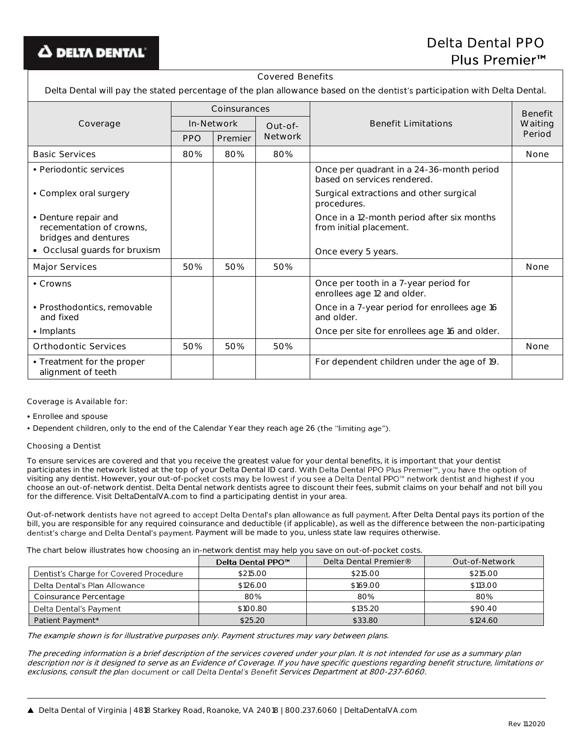# Delta Dental PPO Plus Premier™

| Covered Benefits | | | | | |
|---|---|---|---|---|---|
| Delta Dental will pay the stated percentage of the plan allowance based on the dentist's participation with Delta Dental. | | | | | |
| Coverage | Coinsurances | | | Benefit Limitations | Benefit Waiting Period |
| | In-Network | | Out-of-Network | | |
| | PPO | Premier | | | |
| Basic Services | 80% | 80% | 80% | | None |
| • Periodontic services | | | | Once per quadrant in a 24-36-month period based on services rendered. | |
| • Complex oral surgery | | | | Surgical extractions and other surgical procedures. | |
| • Denture repair and recementation of crowns, bridges and dentures | | | | Once in a 12-month period after six months from initial placement. | |
| • Occlusal guards for bruxism | | | | Once every 5 years. | |
| Major Services | 50% | 50% | 50% | | None |
| • Crowns | | | | Once per tooth in a 7-year period for enrollees age 12 and older. | |
| • Prosthodontics, removable and fixed | | | | Once in a 7-year period for enrollees age 16 and older. | |
| • Implants | | | | Once per site for enrollees age 16 and older. | |
| Orthodontic Services | 50% | 50% | 50% | | None |
| • Treatment for the proper alignment of teeth | | | | For dependent children under the age of 19. | |

Coverage is Available for:

- Enrollee and spouse
- Dependent children, only to the end of the Calendar Year they reach age 26 (the "limiting age").

Choosing a Dentist

To ensure services are covered and that you receive the greatest value for your dental benefits, it is important that your dentist participates in the network listed at the top of your Delta Dental ID card. With Delta Dental PPO Plus Premier™, you have the option of visiting any dentist. However, your out-of-pocket costs may be lowest if you see a Delta Dental PPO™ network dentist and highest if you choose an out-of-network dentist. Delta Dental network dentists agree to discount their fees, submit claims on your behalf and not bill you for the difference. Visit DeltaDentalVA.com to find a participating dentist in your area.

Out-of-network dentists have not agreed to accept Delta Dental's plan allowance as full payment. After Delta Dental pays its portion of the bill, you are responsible for any required coinsurance and deductible (if applicable), as well as the difference between the non-participating dentist's charge and Delta Dental's payment. Payment will be made to you, unless state law requires otherwise.

The chart below illustrates how choosing an in-network dentist may help you save on out-of-pocket costs.

| | Delta Dental PPO™ | Delta Dental Premier® | Out-of-Network |
|---|---|---|---|
| Dentist's Charge for Covered Procedure | $215.00 | $215.00 | $215.00 |
| Delta Dental's Plan Allowance | $126.00 | $169.00 | $113.00 |
| Coinsurance Percentage | 80% | 80% | 80% |
| Delta Dental's Payment | $100.80 | $135.20 | $90.40 |
| Patient Payment* | $25.20 | $33.80 | $124.60 |

*The example shown is for illustrative purposes only. Payment structures may vary between plans.*

*The preceding information is a brief description of the services covered under your plan. It is not intended for use as a summary plan description nor is it designed to serve as an Evidence of Coverage. If you have specific questions regarding benefit structure, limitations or exclusions, consult the plan document or call Delta Dental's Benefit Services Department at 800-237-6060.*

▲ Delta Dental of Virginia | 4818 Starkey Road, Roanoke, VA 24018 | 800.237.6060 | DeltaDentalVA.com

Rev 112020